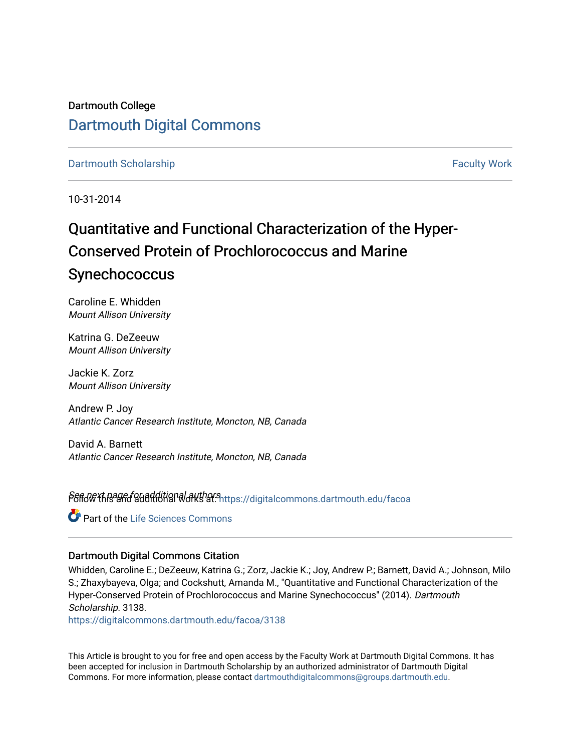Dartmouth College

# Dartmouth Digital Commons

Dartmouth Scholarship

Faculty Work

10-31-2014

## Quantitative and Functional Characterization of the Hyper-Conserved Protein of Prochlorococcus and Marine Synechococcus

Caroline E. Whidden
*Mount Allison University*

Katrina G. DeZeeuw
*Mount Allison University*

Jackie K. Zorz
*Mount Allison University*

Andrew P. Joy
*Atlantic Cancer Research Institute, Moncton, NB, Canada*

David A. Barnett
*Atlantic Cancer Research Institute, Moncton, NB, Canada*

*See next page for additional authors*

Follow this and additional works at: https://digitalcommons.dartmouth.edu/facoa

Part of the Life Sciences Commons

### Dartmouth Digital Commons Citation

Whidden, Caroline E.; DeZeeuw, Katrina G.; Zorz, Jackie K.; Joy, Andrew P.; Barnett, David A.; Johnson, Milo S.; Zhaxybayeva, Olga; and Cockshutt, Amanda M., "Quantitative and Functional Characterization of the Hyper-Conserved Protein of Prochlorococcus and Marine Synechococcus" (2014). *Dartmouth Scholarship*. 3138.
https://digitalcommons.dartmouth.edu/facoa/3138

This Article is brought to you for free and open access by the Faculty Work at Dartmouth Digital Commons. It has been accepted for inclusion in Dartmouth Scholarship by an authorized administrator of Dartmouth Digital Commons. For more information, please contact dartmouthdigitalcommons@groups.dartmouth.edu.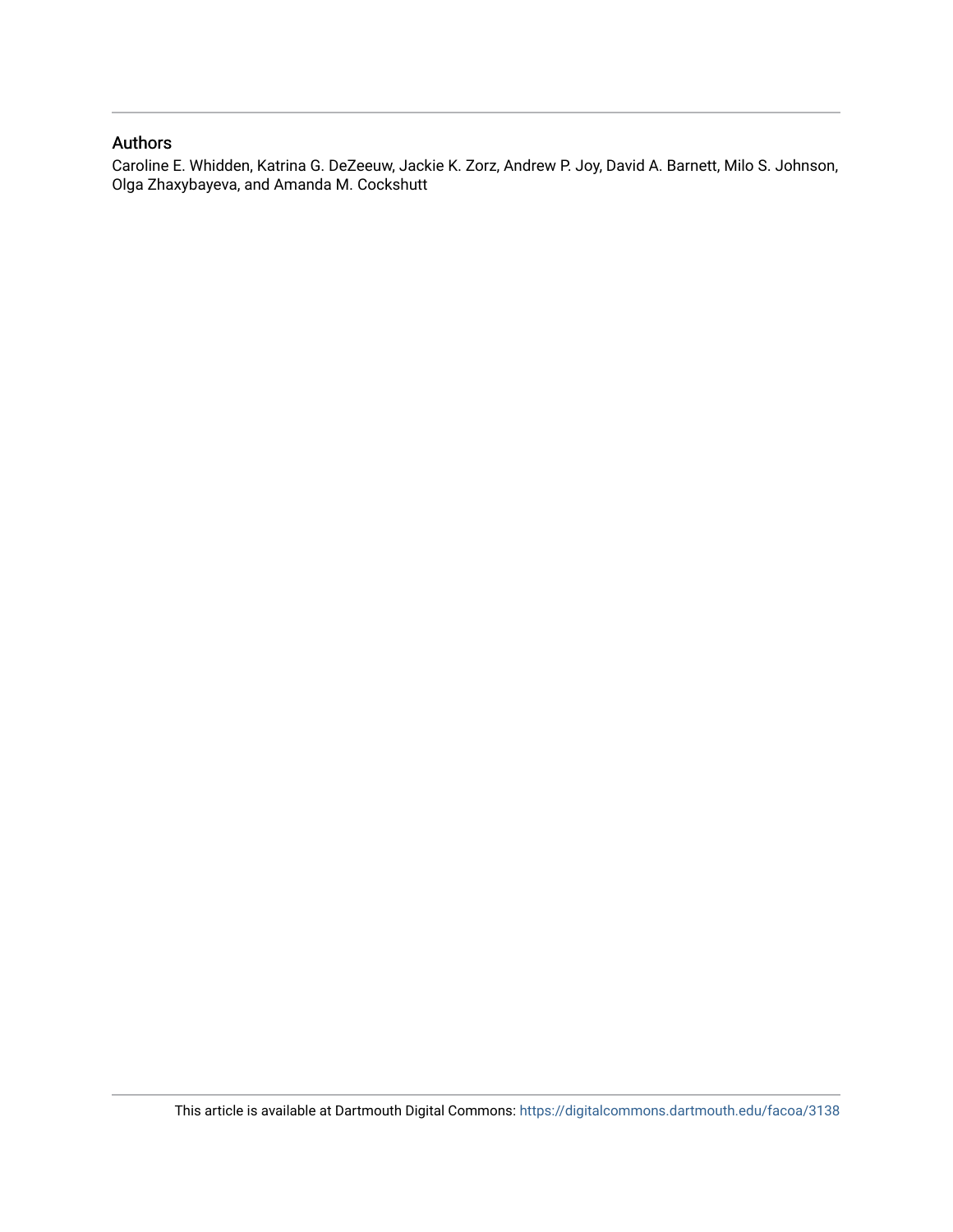## Authors

Caroline E. Whidden, Katrina G. DeZeeuw, Jackie K. Zorz, Andrew P. Joy, David A. Barnett, Milo S. Johnson, Olga Zhaxybayeva, and Amanda M. Cockshutt

This article is available at Dartmouth Digital Commons: https://digitalcommons.dartmouth.edu/facoa/3138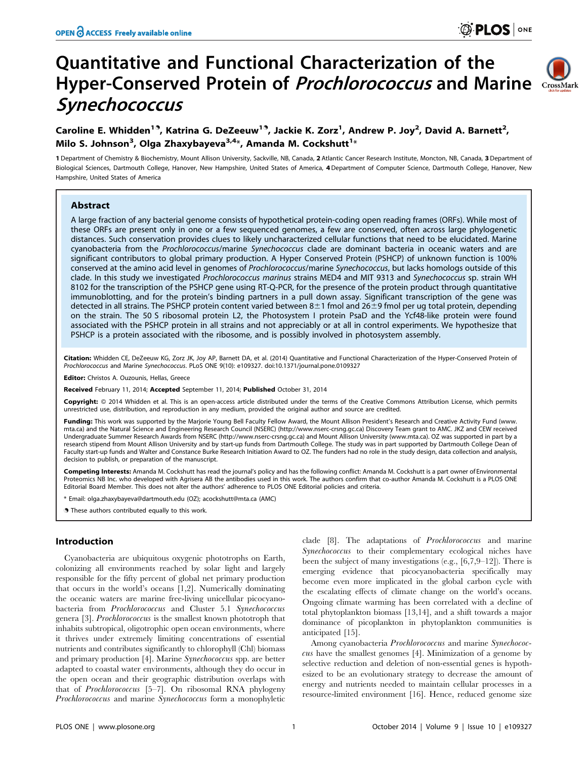# Quantitative and Functional Characterization of the Hyper-Conserved Protein of *Prochlorococcus* and Marine *Synechococcus*

**Caroline E. Whidden[1], Katrina G. DeZeeuw[1], Jackie K. Zorz[1], Andrew P. Joy[2], David A. Barnett[2], Milo S. Johnson[3], Olga Zhaxybayeva[3,4]*, Amanda M. Cockshutt[1]***

1 Department of Chemistry & Biochemistry, Mount Allison University, Sackville, NB, Canada, 2 Atlantic Cancer Research Institute, Moncton, NB, Canada, 3 Department of Biological Sciences, Dartmouth College, Hanover, New Hampshire, United States of America, 4 Department of Computer Science, Dartmouth College, Hanover, New Hampshire, United States of America

## Abstract

A large fraction of any bacterial genome consists of hypothetical protein-coding open reading frames (ORFs). While most of these ORFs are present only in one or a few sequenced genomes, a few are conserved, often across large phylogenetic distances. Such conservation provides clues to likely uncharacterized cellular functions that need to be elucidated. Marine cyanobacteria from the *Prochlorococcus*/marine *Synechococcus* clade are dominant bacteria in oceanic waters and are significant contributors to global primary production. A Hyper Conserved Protein (PSHCP) of unknown function is 100% conserved at the amino acid level in genomes of *Prochlorococcus*/marine *Synechococcus*, but lacks homologs outside of this clade. In this study we investigated *Prochlorococcus marinus* strains MED4 and MIT 9313 and *Synechococcus* sp. strain WH 8102 for the transcription of the PSHCP gene using RT-Q-PCR, for the presence of the protein product through quantitative immunoblotting, and for the protein's binding partners in a pull down assay. Significant transcription of the gene was detected in all strains. The PSHCP protein content varied between 8±1 fmol and 26±9 fmol per ug total protein, depending on the strain. The 50 S ribosomal protein L2, the Photosystem I protein PsaD and the Ycf48-like protein were found associated with the PSHCP protein in all strains and not appreciably or at all in control experiments. We hypothesize that PSHCP is a protein associated with the ribosome, and is possibly involved in photosystem assembly.

**Citation:** Whidden CE, DeZeeuw KG, Zorz JK, Joy AP, Barnett DA, et al. (2014) Quantitative and Functional Characterization of the Hyper-Conserved Protein of *Prochlorococcus* and Marine *Synechococcus*. PLoS ONE 9(10): e109327. doi:10.1371/journal.pone.0109327

**Editor:** Christos A. Ouzounis, Hellas, Greece

**Received** February 11, 2014; **Accepted** September 11, 2014; **Published** October 31, 2014

**Copyright:** © 2014 Whidden et al. This is an open-access article distributed under the terms of the Creative Commons Attribution License, which permits unrestricted use, distribution, and reproduction in any medium, provided the original author and source are credited.

**Funding:** This work was supported by the Marjorie Young Bell Faculty Fellow Award, the Mount Allison President's Research and Creative Activity Fund (www.mta.ca) and the Natural Science and Engineering Research Council (NSERC) (http://www.nserc-crsng.gc.ca) Discovery Team grant to AMC. JKZ and CEW received Undergraduate Summer Research Awards from NSERC (http://www.nserc-crsng.gc.ca) and Mount Allison University (www.mta.ca). OZ was supported in part by a research stipend from Mount Allison University and by start-up funds from Dartmouth College. The study was in part supported by Dartmouth College Dean of Faculty start-up funds and Walter and Constance Burke Research Initiation Award to OZ. The funders had no role in the study design, data collection and analysis, decision to publish, or preparation of the manuscript.

**Competing Interests:** Amanda M. Cockshutt has read the journal's policy and has the following conflict: Amanda M. Cockshutt is a part owner of Environmental Proteomics NB Inc. who developed with Agrisera AB the antibodies used in this work. The authors confirm that co-author Amanda M. Cockshutt is a PLOS ONE Editorial Board Member. This does not alter the authors' adherence to PLOS ONE Editorial policies and criteria.

\* Email: olga.zhaxybayeva@dartmouth.edu (OZ); acockshutt@mta.ca (AMC)

These authors contributed equally to this work.

## Introduction

Cyanobacteria are ubiquitous oxygenic phototrophs on Earth, colonizing all environments reached by solar light and largely responsible for the fifty percent of global net primary production that occurs in the world's oceans [1,2]. Numerically dominating the oceanic waters are marine free-living unicellular picocyanobacteria from *Prochlorococcus* and Cluster 5.1 *Synechococcus* genera [3]. *Prochlorococcus* is the smallest known phototroph that inhabits subtropical, oligotrophic open ocean environments, where it thrives under extremely limiting concentrations of essential nutrients and contributes significantly to chlorophyll (Chl) biomass and primary production [4]. Marine *Synechococcus* spp. are better adapted to coastal water environments, although they do occur in the open ocean and their geographic distribution overlaps with that of *Prochlorococcus* [5–7]. On ribosomal RNA phylogeny *Prochlorococcus* and marine *Synechococcus* form a monophyletic clade [8]. The adaptations of *Prochlorococcus* and marine *Synechococcus* to their complementary ecological niches have been the subject of many investigations (e.g., [6,7,9–12]). There is emerging evidence that picocyanobacteria specifically may become even more implicated in the global carbon cycle with the escalating effects of climate change on the world's oceans. Ongoing climate warming has been correlated with a decline of total phytoplankton biomass [13,14], and a shift towards a major dominance of picoplankton in phytoplankton communities is anticipated [15].

Among cyanobacteria *Prochlorococcus* and marine *Synechococcus* have the smallest genomes [4]. Minimization of a genome by selective reduction and deletion of non-essential genes is hypothesized to be an evolutionary strategy to decrease the amount of energy and nutrients needed to maintain cellular processes in a resource-limited environment [16]. Hence, reduced genome size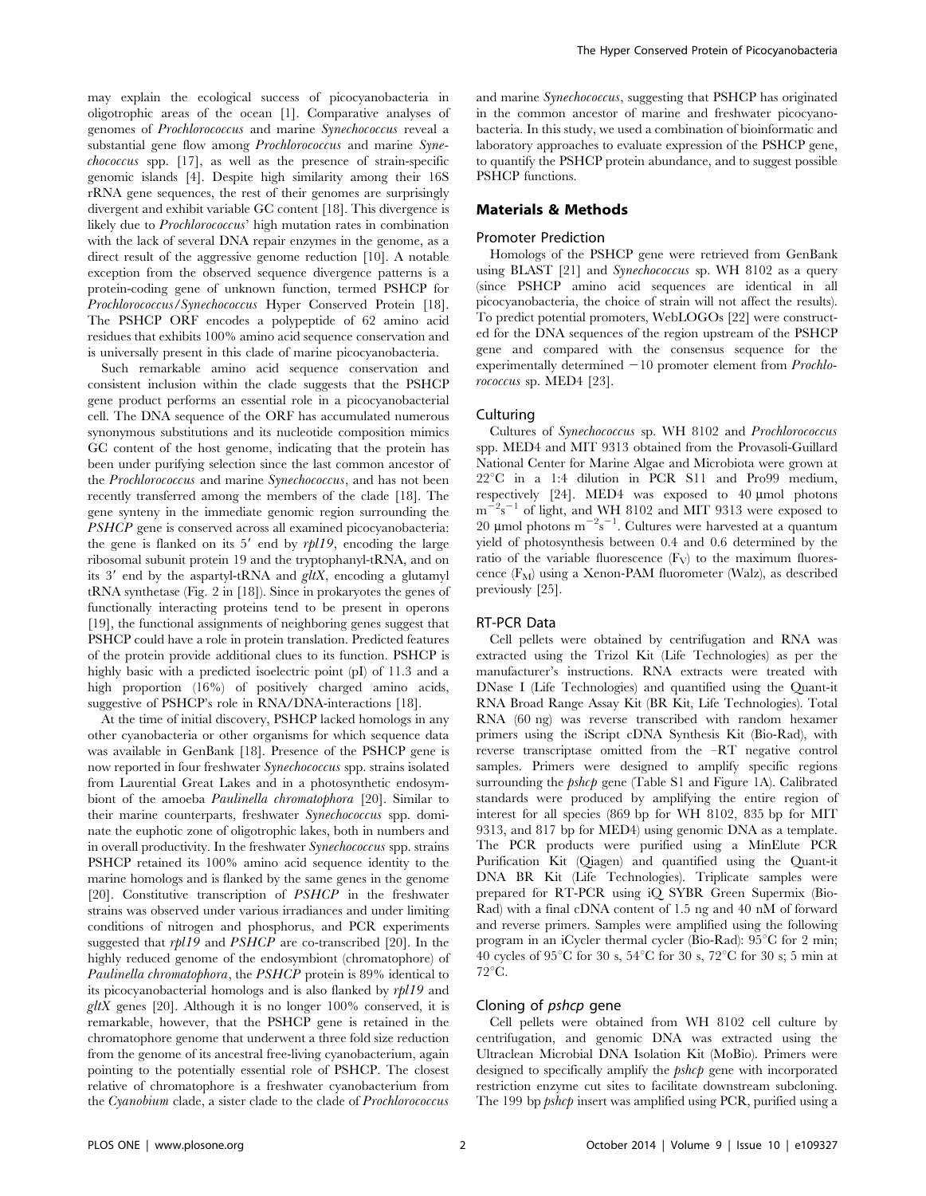may explain the ecological success of picocyanobacteria in oligotrophic areas of the ocean [1]. Comparative analyses of genomes of *Prochlorococcus* and marine *Synechococcus* reveal a substantial gene flow among *Prochlorococcus* and marine *Synechococcus* spp. [17], as well as the presence of strain-specific genomic islands [4]. Despite high similarity among their 16S rRNA gene sequences, the rest of their genomes are surprisingly divergent and exhibit variable GC content [18]. This divergence is likely due to *Prochlorococcus*' high mutation rates in combination with the lack of several DNA repair enzymes in the genome, as a direct result of the aggressive genome reduction [10]. A notable exception from the observed sequence divergence patterns is a protein-coding gene of unknown function, termed PSHCP for *Prochlorococcus*/*Synechococcus* Hyper Conserved Protein [18]. The PSHCP ORF encodes a polypeptide of 62 amino acid residues that exhibits 100% amino acid sequence conservation and is universally present in this clade of marine picocyanobacteria.

Such remarkable amino acid sequence conservation and consistent inclusion within the clade suggests that the PSHCP gene product performs an essential role in a picocyanobacterial cell. The DNA sequence of the ORF has accumulated numerous synonymous substitutions and its nucleotide composition mimics GC content of the host genome, indicating that the protein has been under purifying selection since the last common ancestor of the *Prochlorococcus* and marine *Synechococcus*, and has not been recently transferred among the members of the clade [18]. The gene synteny in the immediate genomic region surrounding the *PSHCP* gene is conserved across all examined picocyanobacteria: the gene is flanked on its 5′ end by *rpl19*, encoding the large ribosomal subunit protein 19 and the tryptophanyl-tRNA, and on its 3′ end by the aspartyl-tRNA and *gltX*, encoding a glutamyl tRNA synthetase (Fig. 2 in [18]). Since in prokaryotes the genes of functionally interacting proteins tend to be present in operons [19], the functional assignments of neighboring genes suggest that PSHCP could have a role in protein translation. Predicted features of the protein provide additional clues to its function. PSHCP is highly basic with a predicted isoelectric point (pI) of 11.3 and a high proportion (16%) of positively charged amino acids, suggestive of PSHCP's role in RNA/DNA-interactions [18].

At the time of initial discovery, PSHCP lacked homologs in any other cyanobacteria or other organisms for which sequence data was available in GenBank [18]. Presence of the PSHCP gene is now reported in four freshwater *Synechococcus* spp. strains isolated from Laurential Great Lakes and in a photosynthetic endosymbiont of the amoeba *Paulinella chromatophora* [20]. Similar to their marine counterparts, freshwater *Synechococcus* spp. dominate the euphotic zone of oligotrophic lakes, both in numbers and in overall productivity. In the freshwater *Synechococcus* spp. strains PSHCP retained its 100% amino acid sequence identity to the marine homologs and is flanked by the same genes in the genome [20]. Constitutive transcription of *PSHCP* in the freshwater strains was observed under various irradiances and under limiting conditions of nitrogen and phosphorus, and PCR experiments suggested that *rpl19* and *PSHCP* are co-transcribed [20]. In the highly reduced genome of the endosymbiont (chromatophore) of *Paulinella chromatophora*, the *PSHCP* protein is 89% identical to its picocyanobacterial homologs and is also flanked by *rpl19* and *gltX* genes [20]. Although it is no longer 100% conserved, it is remarkable, however, that the PSHCP gene is retained in the chromatophore genome that underwent a three fold size reduction from the genome of its ancestral free-living cyanobacterium, again pointing to the potentially essential role of PSHCP. The closest relative of chromatophore is a freshwater cyanobacterium from the *Cyanobium* clade, a sister clade to the clade of *Prochlorococcus* and marine *Synechococcus*, suggesting that PSHCP has originated in the common ancestor of marine and freshwater picocyanobacteria. In this study, we used a combination of bioinformatic and laboratory approaches to evaluate expression of the PSHCP gene, to quantify the PSHCP protein abundance, and to suggest possible PSHCP functions.

## Materials & Methods

### Promoter Prediction

Homologs of the PSHCP gene were retrieved from GenBank using BLAST [21] and *Synechococcus* sp. WH 8102 as a query (since PSHCP amino acid sequences are identical in all picocyanobacteria, the choice of strain will not affect the results). To predict potential promoters, WebLOGOs [22] were constructed for the DNA sequences of the region upstream of the PSHCP gene and compared with the consensus sequence for the experimentally determined −10 promoter element from *Prochlorococcus* sp. MED4 [23].

### Culturing

Cultures of *Synechococcus* sp. WH 8102 and *Prochlorococcus* spp. MED4 and MIT 9313 obtained from the Provasoli-Guillard National Center for Marine Algae and Microbiota were grown at 22°C in a 1:4 dilution in PCR S11 and Pro99 medium, respectively [24]. MED4 was exposed to 40 µmol photons $m^{-2}s^{-1}$ of light, and WH 8102 and MIT 9313 were exposed to 20 µmol photons $m^{-2}s^{-1}$. Cultures were harvested at a quantum yield of photosynthesis between 0.4 and 0.6 determined by the ratio of the variable fluorescence ($F_V$) to the maximum fluorescence ($F_M$) using a Xenon-PAM fluorometer (Walz), as described previously [25].

### RT-PCR Data

Cell pellets were obtained by centrifugation and RNA was extracted using the Trizol Kit (Life Technologies) as per the manufacturer's instructions. RNA extracts were treated with DNase I (Life Technologies) and quantified using the Quant-it RNA Broad Range Assay Kit (BR Kit, Life Technologies). Total RNA (60 ng) was reverse transcribed with random hexamer primers using the iScript cDNA Synthesis Kit (Bio-Rad), with reverse transcriptase omitted from the –RT negative control samples. Primers were designed to amplify specific regions surrounding the *pshcp* gene (Table S1 and Figure 1A). Calibrated standards were produced by amplifying the entire region of interest for all species (869 bp for WH 8102, 835 bp for MIT 9313, and 817 bp for MED4) using genomic DNA as a template. The PCR products were purified using a MinElute PCR Purification Kit (Qiagen) and quantified using the Quant-it DNA BR Kit (Life Technologies). Triplicate samples were prepared for RT-PCR using iQ SYBR Green Supermix (Bio-Rad) with a final cDNA content of 1.5 ng and 40 nM of forward and reverse primers. Samples were amplified using the following program in an iCycler thermal cycler (Bio-Rad): 95°C for 2 min; 40 cycles of 95°C for 30 s, 54°C for 30 s, 72°C for 30 s; 5 min at 72°C.

### Cloning of *pshcp* gene

Cell pellets were obtained from WH 8102 cell culture by centrifugation, and genomic DNA was extracted using the Ultraclean Microbial DNA Isolation Kit (MoBio). Primers were designed to specifically amplify the *pshcp* gene with incorporated restriction enzyme cut sites to facilitate downstream subcloning. The 199 bp *pshcp* insert was amplified using PCR, purified using a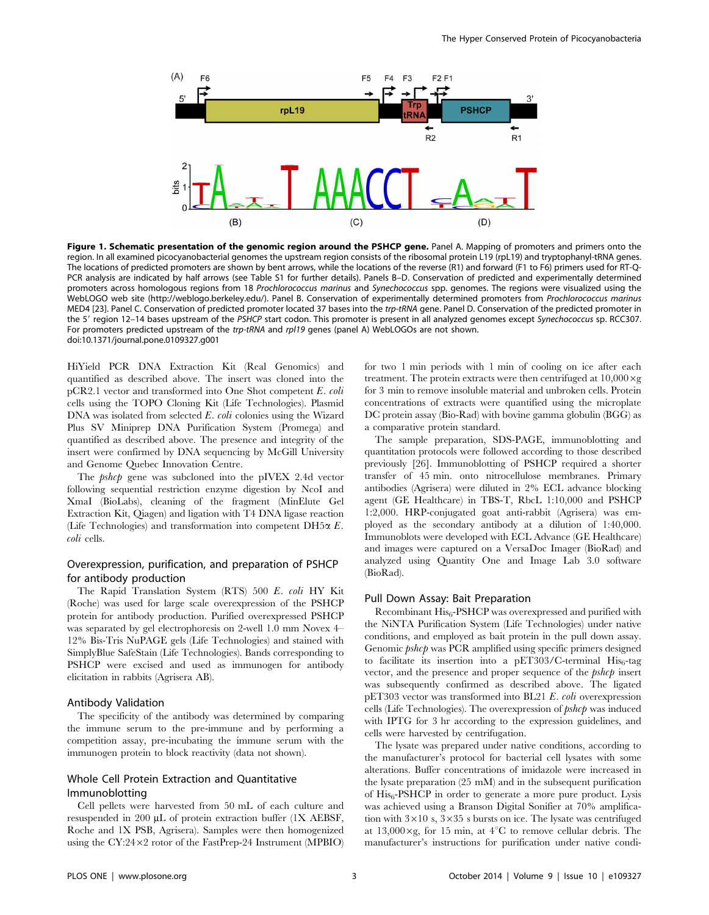**Figure 1. Schematic presentation of the genomic region around the PSHCP gene.** Panel A. Mapping of promoters and primers onto the region. In all examined picocyanobacterial genomes the upstream region consists of the ribosomal protein L19 (rpL19) and tryptophanyl-tRNA genes. The locations of predicted promoters are shown by bent arrows, while the locations of the reverse (R1) and forward (F1 to F6) primers used for RT-Q-PCR analysis are indicated by half arrows (see Table S1 for further details). Panels B–D. Conservation of predicted and experimentally determined promoters across homologous regions from 18 *Prochlorococcus marinus* and *Synechococcus* spp. genomes. The regions were visualized using the WebLOGO web site (http://weblogo.berkeley.edu/). Panel B. Conservation of experimentally determined promoters from *Prochlorococcus marinus* MED4 [23]. Panel C. Conservation of predicted promoter located 37 bases into the *trp-tRNA* gene. Panel D. Conservation of the predicted promoter in the 5′ region 12–14 bases upstream of the *PSHCP* start codon. This promoter is present in all analyzed genomes except *Synechococcus* sp. RCC307. For promoters predicted upstream of the *trp-tRNA* and *rpl19* genes (panel A) WebLOGOs are not shown.
doi:10.1371/journal.pone.0109327.g001

HiYield PCR DNA Extraction Kit (Real Genomics) and quantified as described above. The insert was cloned into the pCR2.1 vector and transformed into One Shot competent *E. coli* cells using the TOPO Cloning Kit (Life Technologies). Plasmid DNA was isolated from selected *E. coli* colonies using the Wizard Plus SV Miniprep DNA Purification System (Promega) and quantified as described above. The presence and integrity of the insert were confirmed by DNA sequencing by McGill University and Genome Quebec Innovation Centre.

The *pshcp* gene was subcloned into the pIVEX 2.4d vector following sequential restriction enzyme digestion by NcoI and XmaI (BioLabs), cleaning of the fragment (MinElute Gel Extraction Kit, Qiagen) and ligation with T4 DNA ligase reaction (Life Technologies) and transformation into competent DH5α *E. coli* cells.

## Overexpression, purification, and preparation of PSHCP for antibody production

The Rapid Translation System (RTS) 500 *E. coli* HY Kit (Roche) was used for large scale overexpression of the PSHCP protein for antibody production. Purified overexpressed PSHCP was separated by gel electrophoresis on 2-well 1.0 mm Novex 4–12% Bis-Tris NuPAGE gels (Life Technologies) and stained with SimplyBlue SafeStain (Life Technologies). Bands corresponding to PSHCP were excised and used as immunogen for antibody elicitation in rabbits (Agrisera AB).

## Antibody Validation

The specificity of the antibody was determined by comparing the immune serum to the pre-immune and by performing a competition assay, pre-incubating the immune serum with the immunogen protein to block reactivity (data not shown).

## Whole Cell Protein Extraction and Quantitative Immunoblotting

Cell pellets were harvested from 50 mL of each culture and resuspended in 200 µL of protein extraction buffer (1X AEBSF, Roche and 1X PSB, Agrisera). Samples were then homogenized using the CY:24×2 rotor of the FastPrep-24 Instrument (MPBIO) for two 1 min periods with 1 min of cooling on ice after each treatment. The protein extracts were then centrifuged at 10,000×g for 3 min to remove insoluble material and unbroken cells. Protein concentrations of extracts were quantified using the microplate DC protein assay (Bio-Rad) with bovine gamma globulin (BGG) as a comparative protein standard.

The sample preparation, SDS-PAGE, immunoblotting and quantitation protocols were followed according to those described previously [26]. Immunoblotting of PSHCP required a shorter transfer of 45 min. onto nitrocellulose membranes. Primary antibodies (Agrisera) were diluted in 2% ECL advance blocking agent (GE Healthcare) in TBS-T, RbcL 1:10,000 and PSHCP 1:2,000. HRP-conjugated goat anti-rabbit (Agrisera) was employed as the secondary antibody at a dilution of 1:40,000. Immunoblots were developed with ECL Advance (GE Healthcare) and images were captured on a VersaDoc Imager (BioRad) and analyzed using Quantity One and Image Lab 3.0 software (BioRad).

## Pull Down Assay: Bait Preparation

Recombinant $His_6$-PSHCP was overexpressed and purified with the NiNTA Purification System (Life Technologies) under native conditions, and employed as bait protein in the pull down assay. Genomic *pshcp* was PCR amplified using specific primers designed to facilitate its insertion into a pET303/C-terminal $His_6$-tag vector, and the presence and proper sequence of the *pshcp* insert was subsequently confirmed as described above. The ligated pET303 vector was transformed into BL21 *E. coli* overexpression cells (Life Technologies). The overexpression of *pshcp* was induced with IPTG for 3 hr according to the expression guidelines, and cells were harvested by centrifugation.

The lysate was prepared under native conditions, according to the manufacturer's protocol for bacterial cell lysates with some alterations. Buffer concentrations of imidazole were increased in the lysate preparation (25 mM) and in the subsequent purification of $His_6$-PSHCP in order to generate a more pure product. Lysis was achieved using a Branson Digital Sonifier at 70% amplification with 3×10 s, 3×35 s bursts on ice. The lysate was centrifuged at 13,000×g, for 15 min, at 4°C to remove cellular debris. The manufacturer's instructions for purification under native condi-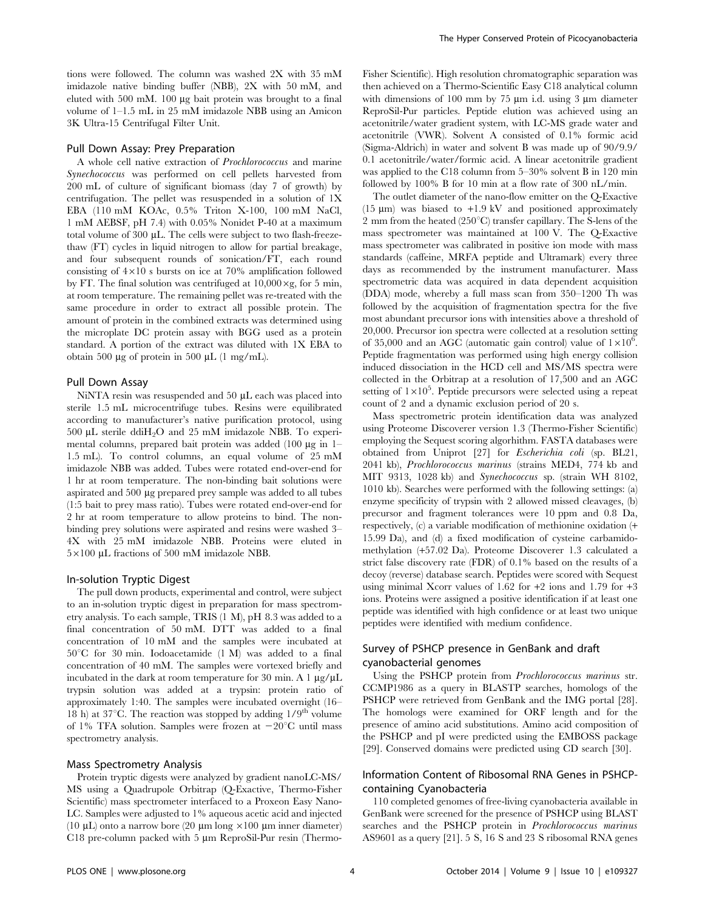tions were followed. The column was washed 2X with 35 mM imidazole native binding buffer (NBB), 2X with 50 mM, and eluted with 500 mM. 100 µg bait protein was brought to a final volume of 1–1.5 mL in 25 mM imidazole NBB using an Amicon 3K Ultra-15 Centrifugal Filter Unit.

### Pull Down Assay: Prey Preparation

A whole cell native extraction of *Prochlorococcus* and marine *Synechococcus* was performed on cell pellets harvested from 200 mL of culture of significant biomass (day 7 of growth) by centrifugation. The pellet was resuspended in a solution of 1X EBA (110 mM KOAc, 0.5% Triton X-100, 100 mM NaCl, 1 mM AEBSF, pH 7.4) with 0.05% Nonidet P-40 at a maximum total volume of 300 µL. The cells were subject to two flash-freeze-thaw (FT) cycles in liquid nitrogen to allow for partial breakage, and four subsequent rounds of sonication/FT, each round consisting of 4×10 s bursts on ice at 70% amplification followed by FT. The final solution was centrifuged at 10,000×g, for 5 min, at room temperature. The remaining pellet was re-treated with the same procedure in order to extract all possible protein. The amount of protein in the combined extracts was determined using the microplate DC protein assay with BGG used as a protein standard. A portion of the extract was diluted with 1X EBA to obtain 500 µg of protein in 500 µL (1 mg/mL).

### Pull Down Assay

NiNTA resin was resuspended and 50 µL each was placed into sterile 1.5 mL microcentrifuge tubes. Resins were equilibrated according to manufacturer's native purification protocol, using 500 µL sterile $ddiH_2O$ and 25 mM imidazole NBB. To experimental columns, prepared bait protein was added (100 µg in 1–1.5 mL). To control columns, an equal volume of 25 mM imidazole NBB was added. Tubes were rotated end-over-end for 1 hr at room temperature. The non-binding bait solutions were aspirated and 500 µg prepared prey sample was added to all tubes (1:5 bait to prey mass ratio). Tubes were rotated end-over-end for 2 hr at room temperature to allow proteins to bind. The non-binding prey solutions were aspirated and resins were washed 3–4X with 25 mM imidazole NBB. Proteins were eluted in 5×100 µL fractions of 500 mM imidazole NBB.

### In-solution Tryptic Digest

The pull down products, experimental and control, were subject to an in-solution tryptic digest in preparation for mass spectrometry analysis. To each sample, TRIS (1 M), pH 8.3 was added to a final concentration of 50 mM. DTT was added to a final concentration of 10 mM and the samples were incubated at 50°C for 30 min. Iodoacetamide (1 M) was added to a final concentration of 40 mM. The samples were vortexed briefly and incubated in the dark at room temperature for 30 min. A 1 µg/µL trypsin solution was added at a trypsin: protein ratio of approximately 1:40. The samples were incubated overnight (16–18 h) at 37°C. The reaction was stopped by adding $1/9^{th}$ volume of 1% TFA solution. Samples were frozen at −20°C until mass spectrometry analysis.

### Mass Spectrometry Analysis

Protein tryptic digests were analyzed by gradient nanoLC-MS/MS using a Quadrupole Orbitrap (Q-Exactive, Thermo-Fisher Scientific) mass spectrometer interfaced to a Proxeon Easy Nano-LC. Samples were adjusted to 1% aqueous acetic acid and injected (10 µL) onto a narrow bore (20 µm long ×100 µm inner diameter) C18 pre-column packed with 5 µm ReproSil-Pur resin (Thermo-Fisher Scientific). High resolution chromatographic separation was then achieved on a Thermo-Scientific Easy C18 analytical column with dimensions of 100 mm by 75 µm i.d. using 3 µm diameter ReproSil-Pur particles. Peptide elution was achieved using an acetonitrile/water gradient system, with LC-MS grade water and acetonitrile (VWR). Solvent A consisted of 0.1% formic acid (Sigma-Aldrich) in water and solvent B was made up of 90/9.9/0.1 acetonitrile/water/formic acid. A linear acetonitrile gradient was applied to the C18 column from 5–30% solvent B in 120 min followed by 100% B for 10 min at a flow rate of 300 nL/min.

The outlet diameter of the nano-flow emitter on the Q-Exactive (15 µm) was biased to +1.9 kV and positioned approximately 2 mm from the heated (250°C) transfer capillary. The S-lens of the mass spectrometer was maintained at 100 V. The Q-Exactive mass spectrometer was calibrated in positive ion mode with mass standards (caffeine, MRFA peptide and Ultramark) every three days as recommended by the instrument manufacturer. Mass spectrometric data was acquired in data dependent acquisition (DDA) mode, whereby a full mass scan from 350–1200 Th was followed by the acquisition of fragmentation spectra for the five most abundant precursor ions with intensities above a threshold of 20,000. Precursor ion spectra were collected at a resolution setting of 35,000 and an AGC (automatic gain control) value of $1\times10^6$. Peptide fragmentation was performed using high energy collision induced dissociation in the HCD cell and MS/MS spectra were collected in the Orbitrap at a resolution of 17,500 and an AGC setting of $1\times10^5$. Peptide precursors were selected using a repeat count of 2 and a dynamic exclusion period of 20 s.

Mass spectrometric protein identification data was analyzed using Proteome Discoverer version 1.3 (Thermo-Fisher Scientific) employing the Sequest scoring algorhithm. FASTA databases were obtained from Uniprot [27] for *Escherichia coli* (sp. BL21, 2041 kb), *Prochlorococcus marinus* (strains MED4, 774 kb and MIT 9313, 1028 kb) and *Synechococcus* sp. (strain WH 8102, 1010 kb). Searches were performed with the following settings: (a) enzyme specificity of trypsin with 2 allowed missed cleavages, (b) precursor and fragment tolerances were 10 ppm and 0.8 Da, respectively, (c) a variable modification of methionine oxidation (+15.99 Da), and (d) a fixed modification of cysteine carbamidomethylation (+57.02 Da). Proteome Discoverer 1.3 calculated a strict false discovery rate (FDR) of 0.1% based on the results of a decoy (reverse) database search. Peptides were scored with Sequest using minimal Xcorr values of 1.62 for +2 ions and 1.79 for +3 ions. Proteins were assigned a positive identification if at least one peptide was identified with high confidence or at least two unique peptides were identified with medium confidence.

### Survey of PSHCP presence in GenBank and draft cyanobacterial genomes

Using the PSHCP protein from *Prochlorococcus marinus* str. CCMP1986 as a query in BLASTP searches, homologs of the PSHCP were retrieved from GenBank and the IMG portal [28]. The homologs were examined for ORF length and for the presence of amino acid substitutions. Amino acid composition of the PSHCP and pI were predicted using the EMBOSS package [29]. Conserved domains were predicted using CD search [30].

### Information Content of Ribosomal RNA Genes in PSHCP-containing Cyanobacteria

110 completed genomes of free-living cyanobacteria available in GenBank were screened for the presence of PSHCP using BLAST searches and the PSHCP protein in *Prochlorococcus marinus* AS9601 as a query [21]. 5 S, 16 S and 23 S ribosomal RNA genes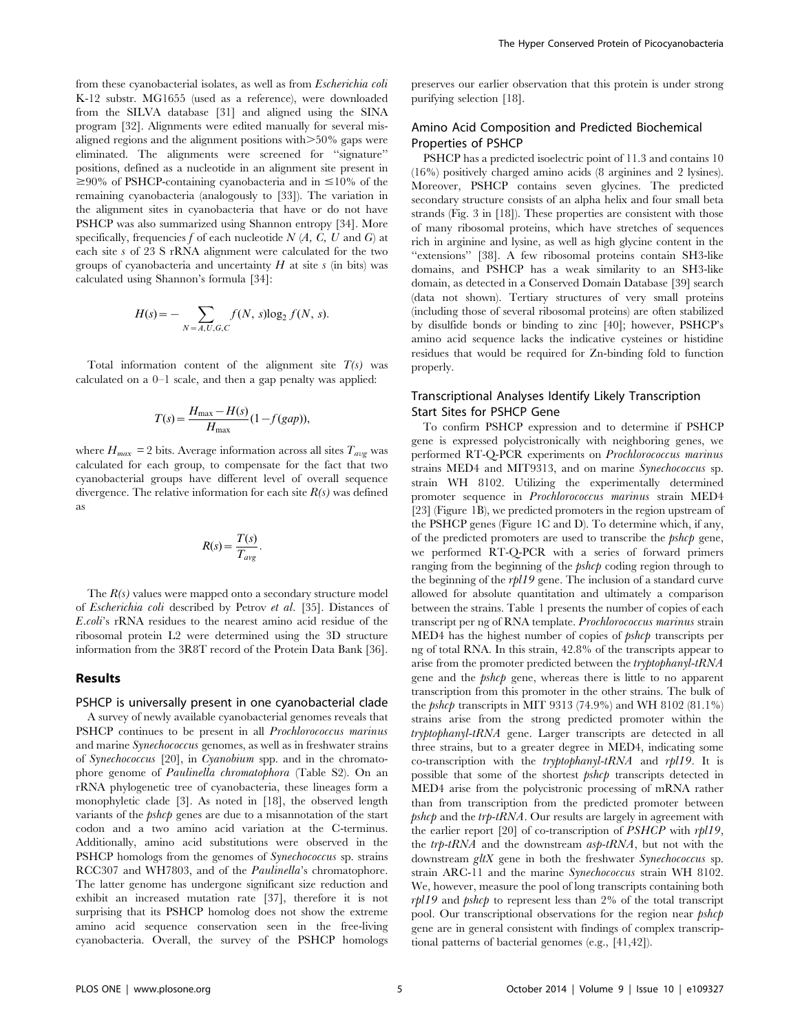from these cyanobacterial isolates, as well as from *Escherichia coli* K-12 substr. MG1655 (used as a reference), were downloaded from the SILVA database [31] and aligned using the SINA program [32]. Alignments were edited manually for several misaligned regions and the alignment positions with >50% gaps were eliminated. The alignments were screened for "signature" positions, defined as a nucleotide in an alignment site present in ≥90% of PSHCP-containing cyanobacteria and in ≤10% of the remaining cyanobacteria (analogously to [33]). The variation in the alignment sites in cyanobacteria that have or do not have PSHCP was also summarized using Shannon entropy [34]. More specifically, frequencies $f$ of each nucleotide $N$ ($A$, $C$, $U$ and $G$) at each site $s$ of 23 S rRNA alignment were calculated for the two groups of cyanobacteria and uncertainty $H$ at site $s$ (in bits) was calculated using Shannon's formula [34]:

$$H(s) = -\sum_{N=A,U,G,C} f(N,s)\log_2 f(N,s).$$

Total information content of the alignment site $T(s)$ was calculated on a 0–1 scale, and then a gap penalty was applied:

$$T(s) = \frac{H_{\max} - H(s)}{H_{\max}}(1 - f(gap)),$$

where $H_{max} = 2$ bits. Average information across all sites $T_{avg}$ was calculated for each group, to compensate for the fact that two cyanobacterial groups have different level of overall sequence divergence. The relative information for each site $R(s)$ was defined as

$$R(s) = \frac{T(s)}{T_{avg}}.$$

The $R(s)$ values were mapped onto a secondary structure model of *Escherichia coli* described by Petrov *et al.* [35]. Distances of *E.coli*'s rRNA residues to the nearest amino acid residue of the ribosomal protein L2 were determined using the 3D structure information from the 3R8T record of the Protein Data Bank [36].

## Results

### PSHCP is universally present in one cyanobacterial clade

A survey of newly available cyanobacterial genomes reveals that PSHCP continues to be present in all *Prochlorococcus marinus* and marine *Synechococcus* genomes, as well as in freshwater strains of *Synechococcus* [20], in *Cyanobium* spp. and in the chromatophore genome of *Paulinella chromatophora* (Table S2). On an rRNA phylogenetic tree of cyanobacteria, these lineages form a monophyletic clade [3]. As noted in [18], the observed length variants of the *pshcp* genes are due to a misannotation of the start codon and a two amino acid variation at the C-terminus. Additionally, amino acid substitutions were observed in the PSHCP homologs from the genomes of *Synechococcus* sp. strains RCC307 and WH7803, and of the *Paulinella*'s chromatophore. The latter genome has undergone significant size reduction and exhibit an increased mutation rate [37], therefore it is not surprising that its PSHCP homolog does not show the extreme amino acid sequence conservation seen in the free-living cyanobacteria. Overall, the survey of the PSHCP homologs preserves our earlier observation that this protein is under strong purifying selection [18].

### Amino Acid Composition and Predicted Biochemical Properties of PSHCP

PSHCP has a predicted isoelectric point of 11.3 and contains 10 (16%) positively charged amino acids (8 arginines and 2 lysines). Moreover, PSHCP contains seven glycines. The predicted secondary structure consists of an alpha helix and four small beta strands (Fig. 3 in [18]). These properties are consistent with those of many ribosomal proteins, which have stretches of sequences rich in arginine and lysine, as well as high glycine content in the "extensions" [38]. A few ribosomal proteins contain SH3-like domains, and PSHCP has a weak similarity to an SH3-like domain, as detected in a Conserved Domain Database [39] search (data not shown). Tertiary structures of very small proteins (including those of several ribosomal proteins) are often stabilized by disulfide bonds or binding to zinc [40]; however, PSHCP's amino acid sequence lacks the indicative cysteines or histidine residues that would be required for Zn-binding fold to function properly.

### Transcriptional Analyses Identify Likely Transcription Start Sites for PSHCP Gene

To confirm PSHCP expression and to determine if PSHCP gene is expressed polycistronically with neighboring genes, we performed RT-Q-PCR experiments on *Prochlorococcus marinus* strains MED4 and MIT9313, and on marine *Synechococcus* sp. strain WH 8102. Utilizing the experimentally determined promoter sequence in *Prochlorococcus marinus* strain MED4 [23] (Figure 1B), we predicted promoters in the region upstream of the PSHCP genes (Figure 1C and D). To determine which, if any, of the predicted promoters are used to transcribe the *pshcp* gene, we performed RT-Q-PCR with a series of forward primers ranging from the beginning of the *pshcp* coding region through to the beginning of the *rpl19* gene. The inclusion of a standard curve allowed for absolute quantitation and ultimately a comparison between the strains. Table 1 presents the number of copies of each transcript per ng of RNA template. *Prochlorococcus marinus* strain MED4 has the highest number of copies of *pshcp* transcripts per ng of total RNA. In this strain, 42.8% of the transcripts appear to arise from the promoter predicted between the *tryptophanyl-tRNA* gene and the *pshcp* gene, whereas there is little to no apparent transcription from this promoter in the other strains. The bulk of the *pshcp* transcripts in MIT 9313 (74.9%) and WH 8102 (81.1%) strains arise from the strong predicted promoter within the *tryptophanyl-tRNA* gene. Larger transcripts are detected in all three strains, but to a greater degree in MED4, indicating some co-transcription with the *tryptophanyl-tRNA* and *rpl19*. It is possible that some of the shortest *pshcp* transcripts detected in MED4 arise from the polycistronic processing of mRNA rather than from transcription from the predicted promoter between *pshcp* and the *trp-tRNA*. Our results are largely in agreement with the earlier report [20] of co-transcription of *PSHCP* with *rpl19*, the *trp-tRNA* and the downstream *asp-tRNA*, but not with the downstream *gltX* gene in both the freshwater *Synechococcus* sp. strain ARC-11 and the marine *Synechococcus* strain WH 8102. We, however, measure the pool of long transcripts containing both *rpl19* and *pshcp* to represent less than 2% of the total transcript pool. Our transcriptional observations for the region near *pshcp* gene are in general consistent with findings of complex transcriptional patterns of bacterial genomes (e.g., [41,42]).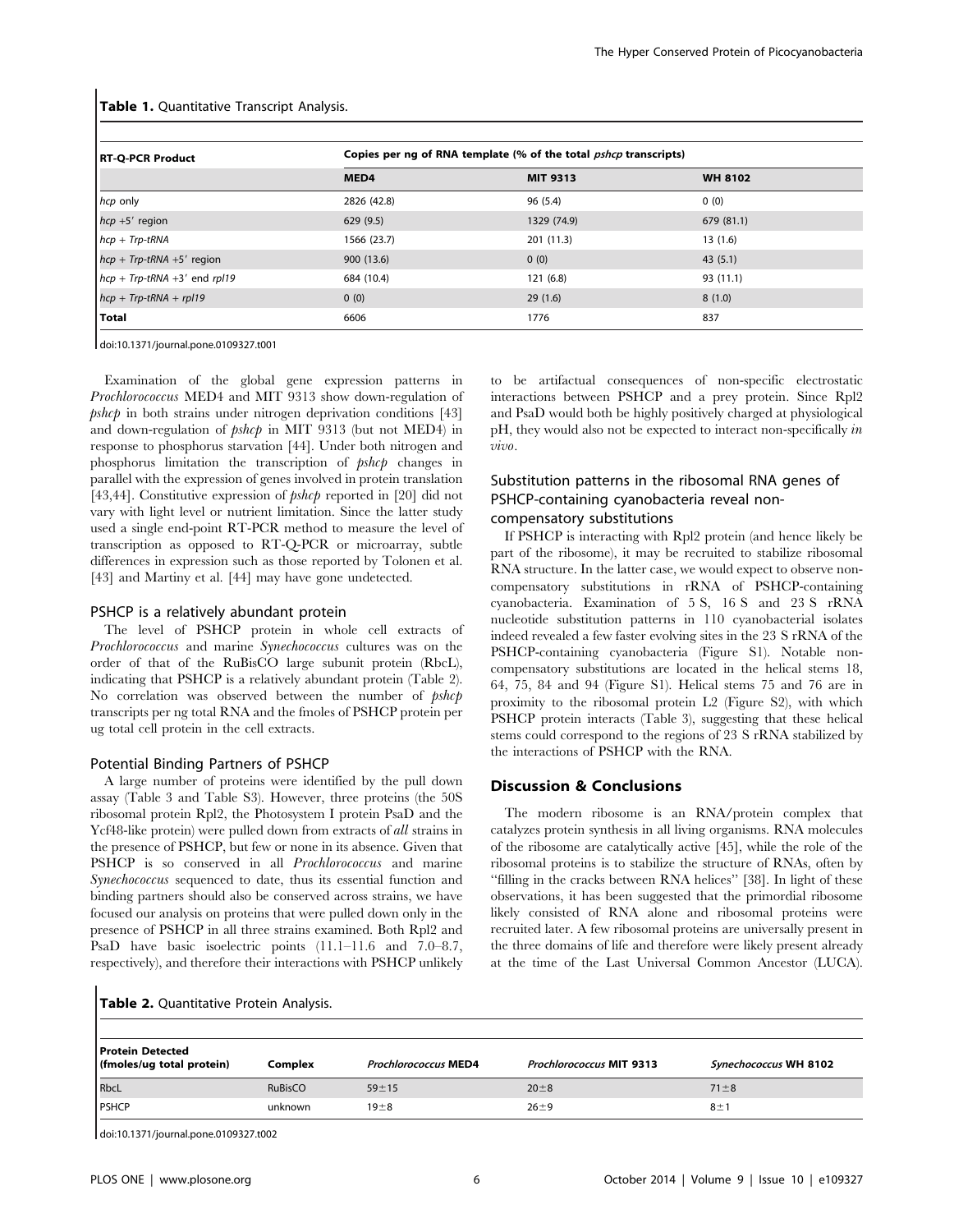**Table 1.** Quantitative Transcript Analysis.

| RT-Q-PCR Product | Copies per ng of RNA template (% of the total *pshcp* transcripts) | | |
|---|---|---|---|
| | MED4 | MIT 9313 | WH 8102 |
| *hcp* only | 2826 (42.8) | 96 (5.4) | 0 (0) |
| *hcp* +5′ region | 629 (9.5) | 1329 (74.9) | 679 (81.1) |
| *hcp + Trp-tRNA* | 1566 (23.7) | 201 (11.3) | 13 (1.6) |
| *hcp + Trp-tRNA* +5′ region | 900 (13.6) | 0 (0) | 43 (5.1) |
| *hcp + Trp-tRNA* +3′ end *rpl19* | 684 (10.4) | 121 (6.8) | 93 (11.1) |
| *hcp + Trp-tRNA + rpl19* | 0 (0) | 29 (1.6) | 8 (1.0) |
| **Total** | 6606 | 1776 | 837 |

doi:10.1371/journal.pone.0109327.t001

Examination of the global gene expression patterns in *Prochlorococcus* MED4 and MIT 9313 show down-regulation of *pshcp* in both strains under nitrogen deprivation conditions [43] and down-regulation of *pshcp* in MIT 9313 (but not MED4) in response to phosphorus starvation [44]. Under both nitrogen and phosphorus limitation the transcription of *pshcp* changes in parallel with the expression of genes involved in protein translation [43,44]. Constitutive expression of *pshcp* reported in [20] did not vary with light level or nutrient limitation. Since the latter study used a single end-point RT-PCR method to measure the level of transcription as opposed to RT-Q-PCR or microarray, subtle differences in expression such as those reported by Tolonen et al. [43] and Martiny et al. [44] may have gone undetected.

### PSHCP is a relatively abundant protein

The level of PSHCP protein in whole cell extracts of *Prochlorococcus* and marine *Synechococcus* cultures was on the order of that of the RuBisCO large subunit protein (RbcL), indicating that PSHCP is a relatively abundant protein (Table 2). No correlation was observed between the number of *pshcp* transcripts per ng total RNA and the fmoles of PSHCP protein per ug total cell protein in the cell extracts.

### Potential Binding Partners of PSHCP

A large number of proteins were identified by the pull down assay (Table 3 and Table S3). However, three proteins (the 50S ribosomal protein Rpl2, the Photosystem I protein PsaD and the Ycf48-like protein) were pulled down from extracts of *all* strains in the presence of PSHCP, but few or none in its absence. Given that PSHCP is so conserved in all *Prochlorococcus* and marine *Synechococcus* sequenced to date, thus its essential function and binding partners should also be conserved across strains, we have focused our analysis on proteins that were pulled down only in the presence of PSHCP in all three strains examined. Both Rpl2 and PsaD have basic isoelectric points (11.1–11.6 and 7.0–8.7, respectively), and therefore their interactions with PSHCP unlikely to be artifactual consequences of non-specific electrostatic interactions between PSHCP and a prey protein. Since Rpl2 and PsaD would both be highly positively charged at physiological pH, they would also not be expected to interact non-specifically *in vivo*.

### Substitution patterns in the ribosomal RNA genes of PSHCP-containing cyanobacteria reveal non-compensatory substitutions

If PSHCP is interacting with Rpl2 protein (and hence likely be part of the ribosome), it may be recruited to stabilize ribosomal RNA structure. In the latter case, we would expect to observe non-compensatory substitutions in rRNA of PSHCP-containing cyanobacteria. Examination of 5 S, 16 S and 23 S rRNA nucleotide substitution patterns in 110 cyanobacterial isolates indeed revealed a few faster evolving sites in the 23 S rRNA of the PSHCP-containing cyanobacteria (Figure S1). Notable non-compensatory substitutions are located in the helical stems 18, 64, 75, 84 and 94 (Figure S1). Helical stems 75 and 76 are in proximity to the ribosomal protein L2 (Figure S2), with which PSHCP protein interacts (Table 3), suggesting that these helical stems could correspond to the regions of 23 S rRNA stabilized by the interactions of PSHCP with the RNA.

## Discussion & Conclusions

The modern ribosome is an RNA/protein complex that catalyzes protein synthesis in all living organisms. RNA molecules of the ribosome are catalytically active [45], while the role of the ribosomal proteins is to stabilize the structure of RNAs, often by "filling in the cracks between RNA helices" [38]. In light of these observations, it has been suggested that the primordial ribosome likely consisted of RNA alone and ribosomal proteins were recruited later. A few ribosomal proteins are universally present in the three domains of life and therefore were likely present already at the time of the Last Universal Common Ancestor (LUCA).

**Table 2.** Quantitative Protein Analysis.

| Protein Detected (fmoles/ug total protein) | Complex | *Prochlorococcus* MED4 | *Prochlorococcus* MIT 9313 | *Synechococcus* WH 8102 |
|---|---|---|---|---|
| RbcL | RuBisCO | $59 \pm 15$ | $20 \pm 8$ | $71 \pm 8$ |
| PSHCP | unknown | $19 \pm 8$ | $26 \pm 9$ | $8 \pm 1$ |

doi:10.1371/journal.pone.0109327.t002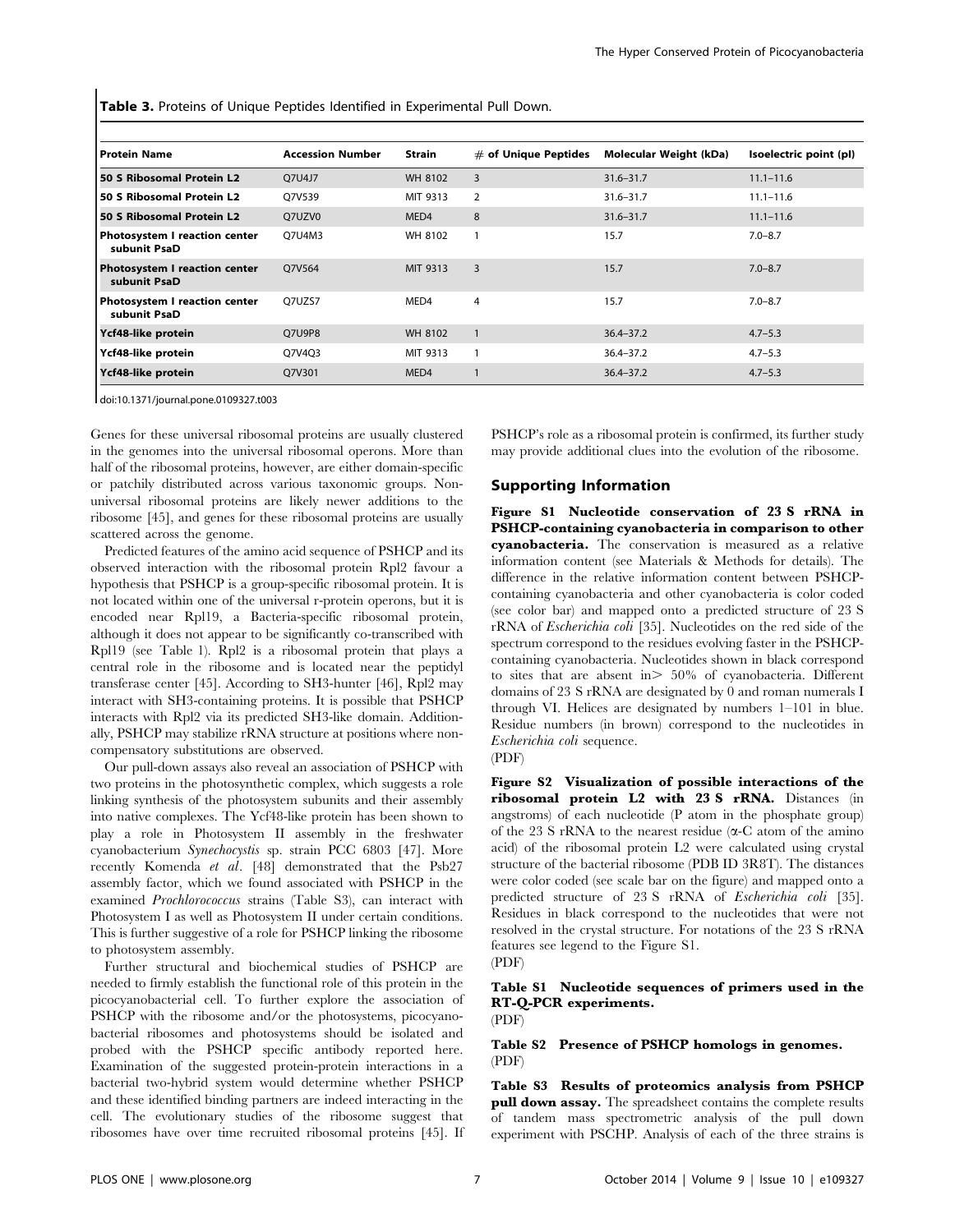**Table 3.** Proteins of Unique Peptides Identified in Experimental Pull Down.

| Protein Name | Accession Number | Strain | # of Unique Peptides | Molecular Weight (kDa) | Isoelectric point (pI) |
|---|---|---|---|---|---|
| **50 S Ribosomal Protein L2** | Q7U4J7 | WH 8102 | 3 | 31.6–31.7 | 11.1–11.6 |
| **50 S Ribosomal Protein L2** | Q7V539 | MIT 9313 | 2 | 31.6–31.7 | 11.1–11.6 |
| **50 S Ribosomal Protein L2** | Q7UZV0 | MED4 | 8 | 31.6–31.7 | 11.1–11.6 |
| **Photosystem I reaction center subunit PsaD** | Q7U4M3 | WH 8102 | 1 | 15.7 | 7.0–8.7 |
| **Photosystem I reaction center subunit PsaD** | Q7V564 | MIT 9313 | 3 | 15.7 | 7.0–8.7 |
| **Photosystem I reaction center subunit PsaD** | Q7UZS7 | MED4 | 4 | 15.7 | 7.0–8.7 |
| **Ycf48-like protein** | Q7U9P8 | WH 8102 | 1 | 36.4–37.2 | 4.7–5.3 |
| **Ycf48-like protein** | Q7V4Q3 | MIT 9313 | 1 | 36.4–37.2 | 4.7–5.3 |
| **Ycf48-like protein** | Q7V301 | MED4 | 1 | 36.4–37.2 | 4.7–5.3 |

doi:10.1371/journal.pone.0109327.t003

Genes for these universal ribosomal proteins are usually clustered in the genomes into the universal ribosomal operons. More than half of the ribosomal proteins, however, are either domain-specific or patchily distributed across various taxonomic groups. Non-universal ribosomal proteins are likely newer additions to the ribosome [45], and genes for these ribosomal proteins are usually scattered across the genome.

Predicted features of the amino acid sequence of PSHCP and its observed interaction with the ribosomal protein Rpl2 favour a hypothesis that PSHCP is a group-specific ribosomal protein. It is not located within one of the universal r-protein operons, but it is encoded near Rpl19, a Bacteria-specific ribosomal protein, although it does not appear to be significantly co-transcribed with Rpl19 (see Table 1). Rpl2 is a ribosomal protein that plays a central role in the ribosome and is located near the peptidyl transferase center [45]. According to SH3-hunter [46], Rpl2 may interact with SH3-containing proteins. It is possible that PSHCP interacts with Rpl2 via its predicted SH3-like domain. Additionally, PSHCP may stabilize rRNA structure at positions where non-compensatory substitutions are observed.

Our pull-down assays also reveal an association of PSHCP with two proteins in the photosynthetic complex, which suggests a role linking synthesis of the photosystem subunits and their assembly into native complexes. The Ycf48-like protein has been shown to play a role in Photosystem II assembly in the freshwater cyanobacterium *Synechocystis* sp. strain PCC 6803 [47]. More recently Komenda *et al*. [48] demonstrated that the Psb27 assembly factor, which we found associated with PSHCP in the examined *Prochlorococcus* strains (Table S3), can interact with Photosystem I as well as Photosystem II under certain conditions. This is further suggestive of a role for PSHCP linking the ribosome to photosystem assembly.

Further structural and biochemical studies of PSHCP are needed to firmly establish the functional role of this protein in the picocyanobacterial cell. To further explore the association of PSHCP with the ribosome and/or the photosystems, picocyanobacterial ribosomes and photosystems should be isolated and probed with the PSHCP specific antibody reported here. Examination of the suggested protein-protein interactions in a bacterial two-hybrid system would determine whether PSHCP and these identified binding partners are indeed interacting in the cell. The evolutionary studies of the ribosome suggest that ribosomes have over time recruited ribosomal proteins [45]. If PSHCP's role as a ribosomal protein is confirmed, its further study may provide additional clues into the evolution of the ribosome.

## Supporting Information

**Figure S1 Nucleotide conservation of 23 S rRNA in PSHCP-containing cyanobacteria in comparison to other cyanobacteria.** The conservation is measured as a relative information content (see Materials & Methods for details). The difference in the relative information content between PSHCP-containing cyanobacteria and other cyanobacteria is color coded (see color bar) and mapped onto a predicted structure of 23 S rRNA of *Escherichia coli* [35]. Nucleotides on the red side of the spectrum correspond to the residues evolving faster in the PSHCP-containing cyanobacteria. Nucleotides shown in black correspond to sites that are absent in> 50% of cyanobacteria. Different domains of 23 S rRNA are designated by 0 and roman numerals I through VI. Helices are designated by numbers 1–101 in blue. Residue numbers (in brown) correspond to the nucleotides in *Escherichia coli* sequence.
(PDF)

**Figure S2 Visualization of possible interactions of the ribosomal protein L2 with 23 S rRNA.** Distances (in angstroms) of each nucleotide (P atom in the phosphate group) of the 23 S rRNA to the nearest residue (α-C atom of the amino acid) of the ribosomal protein L2 were calculated using crystal structure of the bacterial ribosome (PDB ID 3R8T). The distances were color coded (see scale bar on the figure) and mapped onto a predicted structure of 23 S rRNA of *Escherichia coli* [35]. Residues in black correspond to the nucleotides that were not resolved in the crystal structure. For notations of the 23 S rRNA features see legend to the Figure S1.
(PDF)

**Table S1 Nucleotide sequences of primers used in the RT-Q-PCR experiments.**
(PDF)

**Table S2 Presence of PSHCP homologs in genomes.**
(PDF)

**Table S3 Results of proteomics analysis from PSHCP pull down assay.** The spreadsheet contains the complete results of tandem mass spectrometric analysis of the pull down experiment with PSCHP. Analysis of each of the three strains is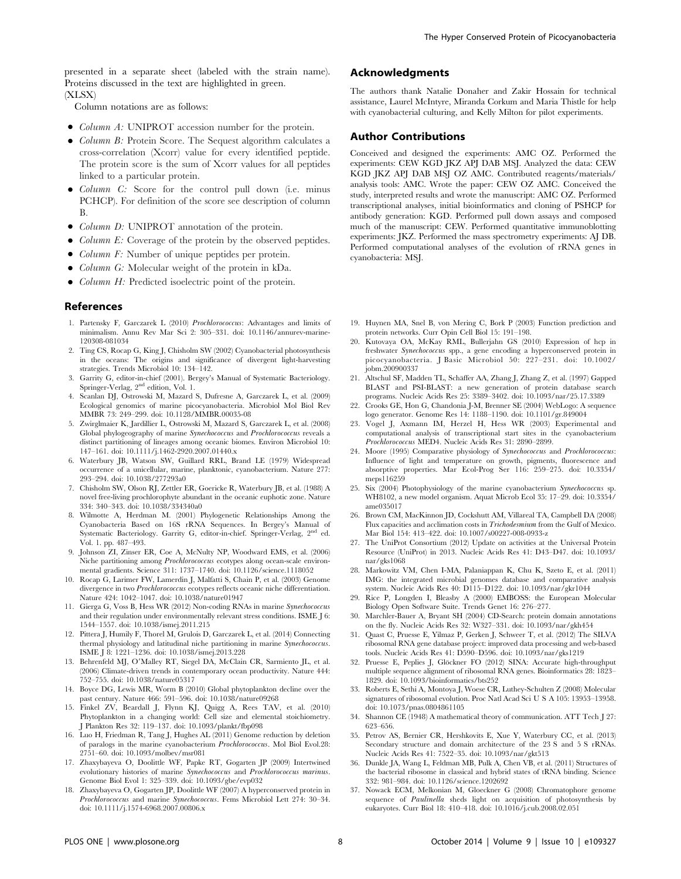presented in a separate sheet (labeled with the strain name). Proteins discussed in the text are highlighted in green.
(XLSX)

Column notations are as follows:

- *Column A:* UNIPROT accession number for the protein.
- *Column B:* Protein Score. The Sequest algorithm calculates a cross-correlation (Xcorr) value for every identified peptide. The protein score is the sum of Xcorr values for all peptides linked to a particular protein.
- *Column C:* Score for the control pull down (i.e. minus PCHCP). For definition of the score see description of column B.
- *Column D:* UNIPROT annotation of the protein.
- *Column E:* Coverage of the protein by the observed peptides.
- *Column F:* Number of unique peptides per protein.
- *Column G:* Molecular weight of the protein in kDa.
- *Column H:* Predicted isoelectric point of the protein.

## Acknowledgments

The authors thank Natalie Donaher and Zakir Hossain for technical assistance, Laurel McIntyre, Miranda Corkum and Maria Thistle for help with cyanobacterial culturing, and Kelly Milton for pilot experiments.

## Author Contributions

Conceived and designed the experiments: AMC OZ. Performed the experiments: CEW KGD JKZ APJ DAB MSJ. Analyzed the data: CEW KGD JKZ APJ DAB MSJ OZ AMC. Contributed reagents/materials/analysis tools: AMC. Wrote the paper: CEW OZ AMC. Conceived the study, interpreted results and wrote the manuscript: AMC OZ. Performed transcriptional analyses, initial bioinformatics and cloning of PSHCP for antibody generation: KGD. Performed pull down assays and composed much of the manuscript: CEW. Performed quantitative immunoblotting experiments: JKZ. Performed the mass spectrometry experiments: AJ DB. Performed computational analyses of the evolution of rRNA genes in cyanobacteria: MSJ.

## References

1. Partensky F, Garczarek L (2010) *Prochlorococcus*: Advantages and limits of minimalism. Annu Rev Mar Sci 2: 305–331. doi: 10.1146/annurev-marine-120308-081034
2. Ting CS, Rocap G, King J, Chisholm SW (2002) Cyanobacterial photosynthesis in the oceans: The origins and significance of divergent light-harvesting strategies. Trends Microbiol 10: 134–142.
3. Garrity G, editor-in-chief (2001). Bergey's Manual of Systematic Bacteriology. Springer-Verlag, 2nd edition, Vol. 1.
4. Scanlan DJ, Ostrowski M, Mazard S, Dufresne A, Garczarek L, et al. (2009) Ecological genomics of marine picocyanobacteria. Microbiol Mol Biol Rev MMBR 73: 249–299. doi: 10.1128/MMBR.00035-08
5. Zwirglmaier K, Jardillier L, Ostrowski M, Mazard S, Garczarek L, et al. (2008) Global phylogeography of marine *Synechococcus* and *Prochlorococcus* reveals a distinct partitioning of lineages among oceanic biomes. Environ Microbiol 10: 147–161. doi: 10.1111/j.1462-2920.2007.01440.x
6. Waterbury JB, Watson SW, Guillard RRL, Brand LE (1979) Widespread occurrence of a unicellular, marine, planktonic, cyanobacterium. Nature 277: 293–294. doi: 10.1038/277293a0
7. Chisholm SW, Olson RJ, Zettler ER, Goericke R, Waterbury JB, et al. (1988) A novel free-living prochlorophyte abundant in the oceanic euphotic zone. Nature 334: 340–343. doi: 10.1038/334340a0
8. Wilmotte A, Herdman M. (2001) Phylogenetic Relationships Among the Cyanobacteria Based on 16S rRNA Sequences. In Bergey's Manual of Systematic Bacteriology. Garrity G, editor-in-chief. Springer-Verlag, 2nd ed. Vol. 1. pp. 487–493.
9. Johnson ZI, Zinser ER, Coe A, McNulty NP, Woodward EMS, et al. (2006) Niche partitioning among *Prochlorococcus* ecotypes along ocean-scale environmental gradients. Science 311: 1737–1740. doi: 10.1126/science.1118052
10. Rocap G, Larimer FW, Lamerdin J, Malfatti S, Chain P, et al. (2003) Genome divergence in two *Prochlorococcus* ecotypes reflects oceanic niche differentiation. Nature 424: 1042–1047. doi: 10.1038/nature01947
11. Gierga G, Voss B, Hess WR (2012) Non-coding RNAs in marine *Synechococcus* and their regulation under environmentally relevant stress conditions. ISME J 6: 1544–1557. doi: 10.1038/ismej.2011.215
12. Pittera J, Humily F, Thorel M, Grulois D, Garczarek L, et al. (2014) Connecting thermal physiology and latitudinal niche partitioning in marine *Synechococcus*. ISME J 8: 1221–1236. doi: 10.1038/ismej.2013.228
13. Behrenfeld MJ, O'Malley RT, Siegel DA, McClain CR, Sarmiento JL, et al. (2006) Climate-driven trends in contemporary ocean productivity. Nature 444: 752–755. doi: 10.1038/nature05317
14. Boyce DG, Lewis MR, Worm B (2010) Global phytoplankton decline over the past century. Nature 466: 591–596. doi: 10.1038/nature09268
15. Finkel ZV, Beardall J, Flynn KJ, Quigg A, Rees TAV, et al. (2010) Phytoplankton in a changing world: Cell size and elemental stoichiometry. J Plankton Res 32: 119–137. doi: 10.1093/plankt/fbp098
16. Luo H, Friedman R, Tang J, Hughes AL (2011) Genome reduction by deletion of paralogs in the marine cyanobacterium *Prochlorococcus*. Mol Biol Evol.28: 2751–60. doi: 10.1093/molbev/msr081
17. Zhaxybayeva O, Doolittle WF, Papke RT, Gogarten JP (2009) Intertwined evolutionary histories of marine *Synechococcus* and *Prochlorococcus marinus*. Genome Biol Evol 1: 325–339. doi: 10.1093/gbe/evp032
18. Zhaxybayeva O, Gogarten JP, Doolittle WF (2007) A hyperconserved protein in *Prochlorococcus* and marine *Synechococcus*. Fems Microbiol Lett 274: 30–34. doi: 10.1111/j.1574-6968.2007.00806.x
19. Huynen MA, Snel B, von Mering C, Bork P (2003) Function prediction and protein networks. Curr Opin Cell Biol 15: 191–198.
20. Kutovaya OA, McKay RML, Bullerjahn GS (2010) Expression of hcp in freshwater *Synechococcus* spp., a gene encoding a hyperconserved protein in picocyanobacteria. J Basic Microbiol 50: 227–231. doi: 10.1002/jobm.200900337
21. Altschul SF, Madden TL, Schäffer AA, Zhang J, Zhang Z, et al. (1997) Gapped BLAST and PSI-BLAST: a new generation of protein database search programs. Nucleic Acids Res 25: 3389–3402. doi: 10.1093/nar/25.17.3389
22. Crooks GE, Hon G, Chandonia J-M, Brenner SE (2004) WebLogo: A sequence logo generator. Genome Res 14: 1188–1190. doi: 10.1101/gr.849004
23. Vogel J, Axmann IM, Herzel H, Hess WR (2003) Experimental and computational analysis of transcriptional start sites in the cyanobacterium *Prochlorococcus* MED4. Nucleic Acids Res 31: 2890–2899.
24. Moore (1995) Comparative physiology of *Synechococcus* and *Prochlorococcus*: Influence of light and temperature on growth, pigments, fluorescence and absorptive properties. Mar Ecol-Prog Ser 116: 259–275. doi: 10.3354/meps116259
25. Six (2004) Photophysiology of the marine cyanobacterium *Synechococcus* sp. WH8102, a new model organism. Aquat Microb Ecol 35: 17–29. doi: 10.3354/ame035017
26. Brown CM, MacKinnon JD, Cockshutt AM, Villareal TA, Campbell DA (2008) Flux capacities and acclimation costs in *Trichodesmium* from the Gulf of Mexico. Mar Biol 154: 413–422. doi: 10.1007/s00227-008-0933-z
27. The UniProt Consortium (2012) Update on activities at the Universal Protein Resource (UniProt) in 2013. Nucleic Acids Res 41: D43–D47. doi: 10.1093/nar/gks1068
28. Markowitz VM, Chen I-MA, Palaniappan K, Chu K, Szeto E, et al. (2011) IMG: the integrated microbial genomes database and comparative analysis system. Nucleic Acids Res 40: D115–D122. doi: 10.1093/nar/gkr1044
29. Rice P, Longden I, Bleasby A (2000) EMBOSS: the European Molecular Biology Open Software Suite. Trends Genet 16: 276–277.
30. Marchler-Bauer A, Bryant SH (2004) CD-Search: protein domain annotations on the fly. Nucleic Acids Res 32: W327–331. doi: 10.1093/nar/gkh454
31. Quast C, Pruesse E, Yilmaz P, Gerken J, Schweer T, et al. (2012) The SILVA ribosomal RNA gene database project: improved data processing and web-based tools. Nucleic Acids Res 41: D590–D596. doi: 10.1093/nar/gks1219
32. Pruesse E, Peplies J, Glöckner FO (2012) SINA: Accurate high-throughput multiple sequence alignment of ribosomal RNA genes. Bioinformatics 28: 1823–1829. doi: 10.1093/bioinformatics/bts252
33. Roberts E, Sethi A, Montoya J, Woese CR, Luthey-Schulten Z (2008) Molecular signatures of ribosomal evolution. Proc Natl Acad Sci U S A 105: 13953–13958. doi: 10.1073/pnas.0804861105
34. Shannon CE (1948) A mathematical theory of communication. ATT Tech J 27: 623–656.
35. Petrov AS, Bernier CR, Hershkovits E, Xue Y, Waterbury CC, et al. (2013) Secondary structure and domain architecture of the 23 S and 5 S rRNAs. Nucleic Acids Res 41: 7522–35. doi: 10.1093/nar/gkt513
36. Dunkle JA, Wang L, Feldman MB, Pulk A, Chen VB, et al. (2011) Structures of the bacterial ribosome in classical and hybrid states of tRNA binding. Science 332: 981–984. doi: 10.1126/science.1202692
37. Nowack ECM, Melkonian M, Gloeckner G (2008) Chromatophore genome sequence of *Paulinella* sheds light on acquisition of photosynthesis by eukaryotes. Curr Biol 18: 410–418. doi: 10.1016/j.cub.2008.02.051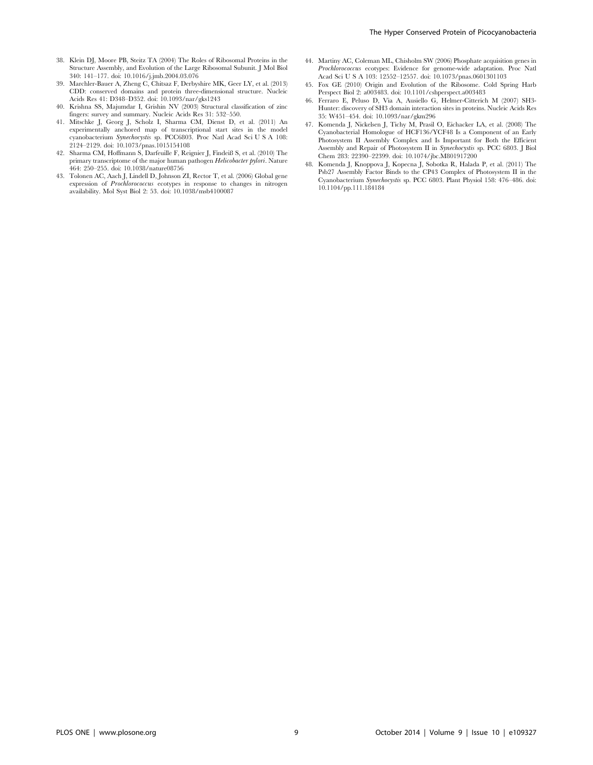38. Klein DJ, Moore PB, Steitz TA (2004) The Roles of Ribosomal Proteins in the Structure Assembly, and Evolution of the Large Ribosomal Subunit. J Mol Biol 340: 141–177. doi: 10.1016/j.jmb.2004.03.076
39. Marchler-Bauer A, Zheng C, Chitsaz F, Derbyshire MK, Geer LY, et al. (2013) CDD: conserved domains and protein three-dimensional structure. Nucleic Acids Res 41: D348–D352. doi: 10.1093/nar/gks1243
40. Krishna SS, Majumdar I, Grishin NV (2003) Structural classification of zinc fingers: survey and summary. Nucleic Acids Res 31: 532–550.
41. Mitschke J, Georg J, Scholz I, Sharma CM, Dienst D, et al. (2011) An experimentally anchored map of transcriptional start sites in the model cyanobacterium *Synechocystis* sp. PCC6803. Proc Natl Acad Sci U S A 108: 2124–2129. doi: 10.1073/pnas.1015154108
42. Sharma CM, Hoffmann S, Darfeuille F, Reignier J, Findeiß S, et al. (2010) The primary transcriptome of the major human pathogen *Helicobacter pylori*. Nature 464: 250–255. doi: 10.1038/nature08756
43. Tolonen AC, Aach J, Lindell D, Johnson ZI, Rector T, et al. (2006) Global gene expression of *Prochlorococcus* ecotypes in response to changes in nitrogen availability. Mol Syst Biol 2: 53. doi: 10.1038/msb4100087
44. Martiny AC, Coleman ML, Chisholm SW (2006) Phosphate acquisition genes in *Prochlorococcus* ecotypes: Evidence for genome-wide adaptation. Proc Natl Acad Sci U S A 103: 12552–12557. doi: 10.1073/pnas.0601301103
45. Fox GE (2010) Origin and Evolution of the Ribosome. Cold Spring Harb Perspect Biol 2: a003483. doi: 10.1101/cshperspect.a003483
46. Ferraro E, Peluso D, Via A, Ausiello G, Helmer-Citterich M (2007) SH3-Hunter: discovery of SH3 domain interaction sites in proteins. Nucleic Acids Res 35: W451–454. doi: 10.1093/nar/gkm296
47. Komenda J, Nickelsen J, Tichy M, Prasil O, Eichacker LA, et al. (2008) The Cyanobacterial Homologue of HCF136/YCF48 Is a Component of an Early Photosystem II Assembly Complex and Is Important for Both the Efficient Assembly and Repair of Photosystem II in *Synechocystis* sp. PCC 6803. J Biol Chem 283: 22390–22399. doi: 10.1074/jbc.M801917200
48. Komenda J, Knoppova J, Kopecna J, Sobotka R, Halada P, et al. (2011) The Psb27 Assembly Factor Binds to the CP43 Complex of Photosystem II in the Cyanobacterium *Synechocystis* sp. PCC 6803. Plant Physiol 158: 476–486. doi: 10.1104/pp.111.184184